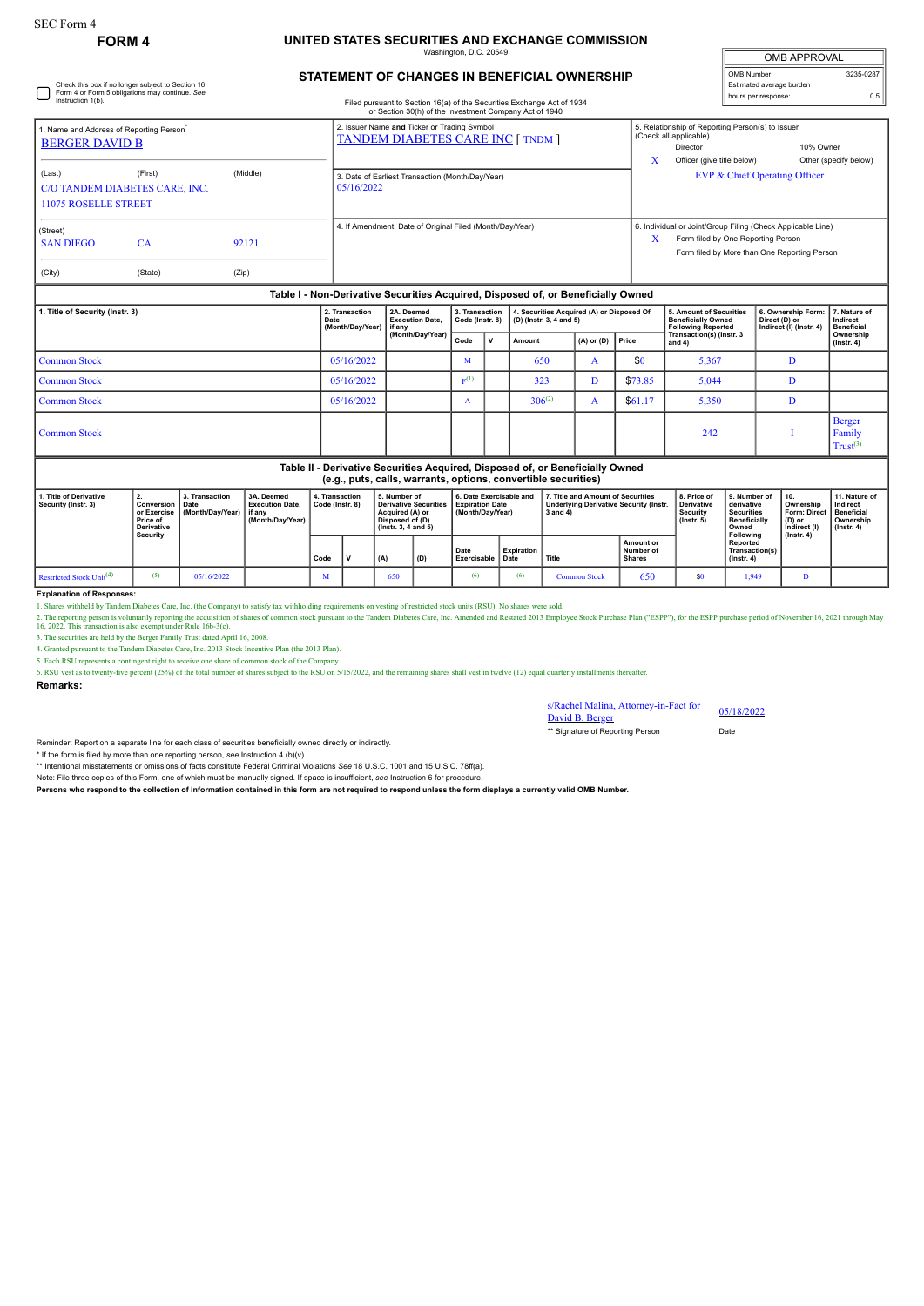SEC Form 4

**FORM 4**

# UNITED STATES SECURITIES AND EXCHANGE COMMISSION

Washington, D.C. 20549

## STATEMENT OF CHANGES IN BENEFICIAL OWNERSHIP

Filed pursuant to Section 16(a) of the Securities Exchange Act of 1934 or Section 30(h) of the Investment Company Act of 1940

| OMB APPROVAL | |
|---|---|
| OMB Number: | 3235-0287 |
| Estimated average burden | |
| hours per response: | 0.5 |

Check this box if no longer subject to Section 16. Form 4 or Form 5 obligations may continue. *See* Instruction 1(b).

1. Name and Address of Reporting Person*
BERGER DAVID B

(Last) (First) (Middle)
C/O TANDEM DIABETES CARE, INC.
11075 ROSELLE STREET

(Street)
SAN DIEGO CA 92121

(City) (State) (Zip)

2. Issuer Name **and** Ticker or Trading Symbol
TANDEM DIABETES CARE INC [ TNDM ]

3. Date of Earliest Transaction (Month/Day/Year)
05/16/2022

4. If Amendment, Date of Original Filed (Month/Day/Year)

5. Relationship of Reporting Person(s) to Issuer (Check all applicable)
Director
10% Owner
X Officer (give title below)
Other (specify below)
EVP & Chief Operating Officer

6. Individual or Joint/Group Filing (Check Applicable Line)
X Form filed by One Reporting Person
Form filed by More than One Reporting Person

**Table I - Non-Derivative Securities Acquired, Disposed of, or Beneficially Owned**

| 1. Title of Security (Instr. 3) | 2. Transaction Date (Month/Day/Year) | 2A. Deemed Execution Date, if any (Month/Day/Year) | 3. Transaction Code (Instr. 8) | | 4. Securities Acquired (A) or Disposed Of (D) (Instr. 3, 4 and 5) | | | 5. Amount of Securities Beneficially Owned Following Reported Transaction(s) (Instr. 3 and 4) | 6. Ownership Form: Direct (D) or Indirect (I) (Instr. 4) | 7. Nature of Indirect Beneficial Ownership (Instr. 4) |
|---|---|---|---|---|---|---|---|---|---|---|
| | | | Code | V | Amount | (A) or (D) | Price | | | |
| Common Stock | 05/16/2022 | | M | | 650 | A | $0 | 5,367 | D | |
| Common Stock | 05/16/2022 | | F[(1)] | | 323 | D | $73.85 | 5,044 | D | |
| Common Stock | 05/16/2022 | | A | | 306[(2)] | A | $61.17 | 5,350 | D | |
| Common Stock | | | | | | | | 242 | I | Berger Family Trust[(3)] |

**Table II - Derivative Securities Acquired, Disposed of, or Beneficially Owned (e.g., puts, calls, warrants, options, convertible securities)**

| 1. Title of Derivative Security (Instr. 3) | 2. Conversion or Exercise Price of Derivative Security | 3. Transaction Date (Month/Day/Year) | 3A. Deemed Execution Date, if any (Month/Day/Year) | 4. Transaction Code (Instr. 8) | | 5. Number of Derivative Securities Acquired (A) or Disposed of (D) (Instr. 3, 4 and 5) | | 6. Date Exercisable and Expiration Date (Month/Day/Year) | | 7. Title and Amount of Securities Underlying Derivative Security (Instr. 3 and 4) | | 8. Price of Derivative Security (Instr. 5) | 9. Number of derivative Securities Beneficially Owned Following Reported Transaction(s) (Instr. 4) | 10. Ownership Form: Direct (D) or Indirect (I) (Instr. 4) | 11. Nature of Indirect Beneficial Ownership (Instr. 4) |
|---|---|---|---|---|---|---|---|---|---|---|---|---|---|---|---|
| | | | | Code | V | (A) | (D) | Date Exercisable | Expiration Date | Title | Amount or Number of Shares | | | | |
| Restricted Stock Unit[(4)] | (5) | 05/16/2022 | | M | | 650 | | (6) | (6) | Common Stock | 650 | $0 | 1,949 | D | |

**Explanation of Responses:**

1. Shares withheld by Tandem Diabetes Care, Inc. (the Company) to satisfy tax withholding requirements on vesting of restricted stock units (RSU). No shares were sold.

2. The reporting person is voluntarily reporting the acquisition of shares of common stock pursuant to the Tandem Diabetes Care, Inc. Amended and Restated 2013 Employee Stock Purchase Plan ("ESPP"), for the ESPP purchase period of November 16, 2021 through May 16, 2022. This transaction is also exempt under Rule 16b-3(c).

3. The securities are held by the Berger Family Trust dated April 16, 2008.

4. Granted pursuant to the Tandem Diabetes Care, Inc. 2013 Stock Incentive Plan (the 2013 Plan).

5. Each RSU represents a contingent right to receive one share of common stock of the Company.

6. RSU vest as to twenty-five percent (25%) of the total number of shares subject to the RSU on 5/15/2022, and the remaining shares shall vest in twelve (12) equal quarterly installments thereafter.

**Remarks:**

s/Rachel Malina, Attorney-in-Fact for David B. Berger — 05/18/2022

** Signature of Reporting Person — Date

Reminder: Report on a separate line for each class of securities beneficially owned directly or indirectly.

\* If the form is filed by more than one reporting person, *see* Instruction 4 (b)(v).

\** Intentional misstatements or omissions of facts constitute Federal Criminal Violations *See* 18 U.S.C. 1001 and 15 U.S.C. 78ff(a).

Note: File three copies of this Form, one of which must be manually signed. If space is insufficient, *see* Instruction 6 for procedure.

**Persons who respond to the collection of information contained in this form are not required to respond unless the form displays a currently valid OMB Number.**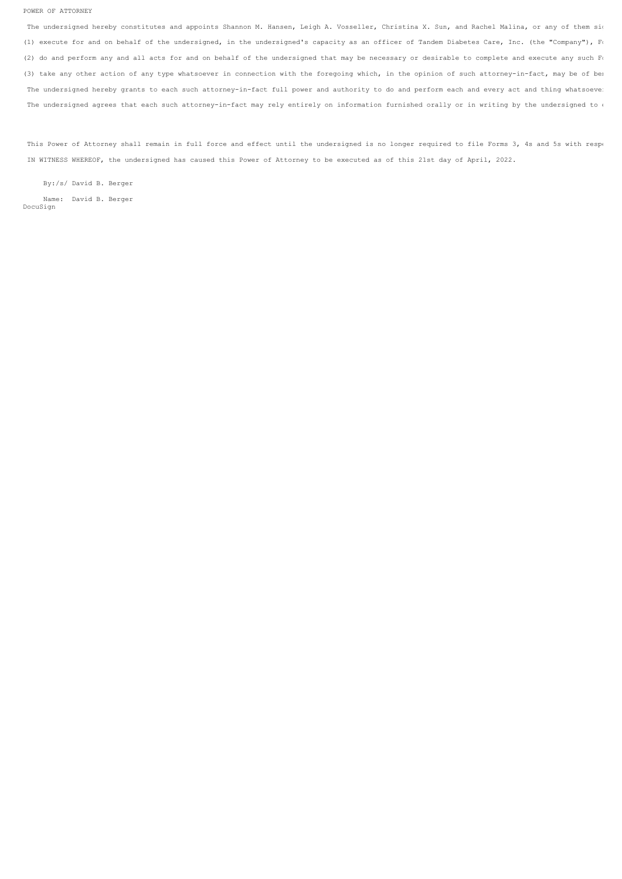POWER OF ATTORNEY

The undersigned hereby constitutes and appoints Shannon M. Hansen, Leigh A. Vosseller, Christina X. Sun, and Rachel Malina, or any of them si

(1) execute for and on behalf of the undersigned, in the undersigned's capacity as an officer of Tandem Diabetes Care, Inc. (the "Company"), F

(2) do and perform any and all acts for and on behalf of the undersigned that may be necessary or desirable to complete and execute any such F

(3) take any other action of any type whatsoever in connection with the foregoing which, in the opinion of such attorney-in-fact, may be of be

The undersigned hereby grants to each such attorney-in-fact full power and authority to do and perform each and every act and thing whatsoeve

The undersigned agrees that each such attorney-in-fact may rely entirely on information furnished orally or in writing by the undersigned to

This Power of Attorney shall remain in full force and effect until the undersigned is no longer required to file Forms 3, 4s and 5s with resp

IN WITNESS WHEREOF, the undersigned has caused this Power of Attorney to be executed as of this 21st day of April, 2022.

By:/s/ David B. Berger

Name: David B. Berger

DocuSign